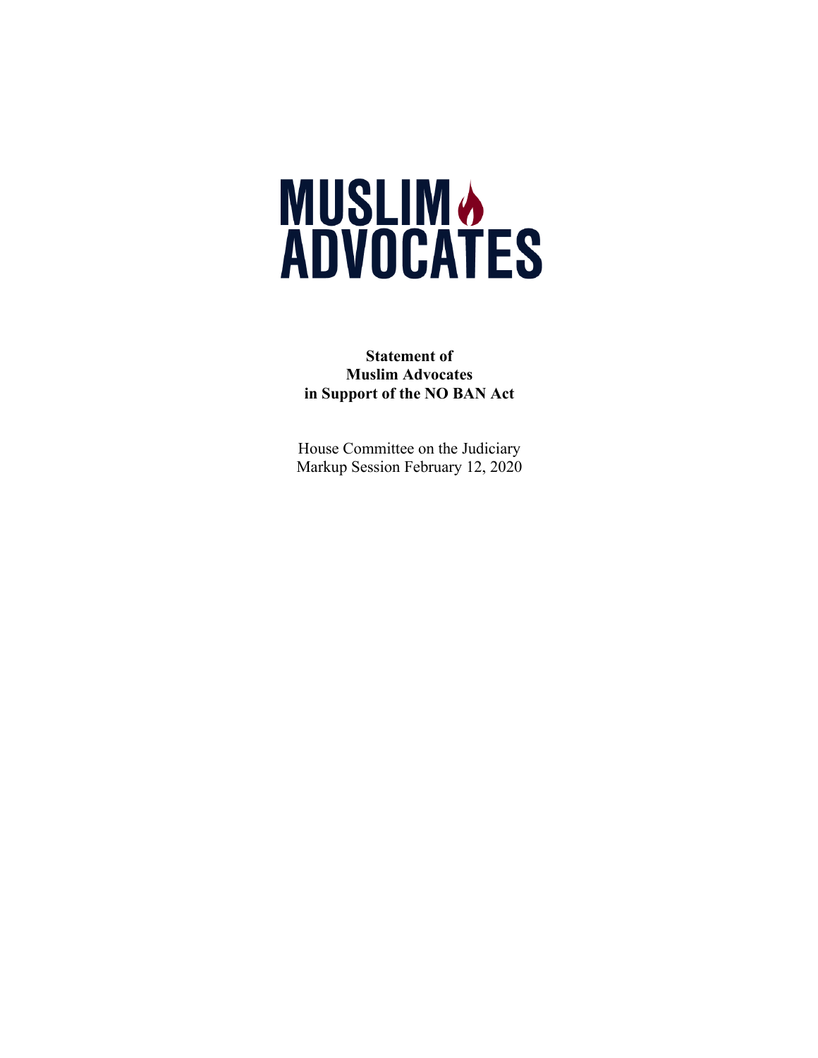# MUSLIM ADVOCATES

**Statement of**
**Muslim Advocates**
**in Support of the NO BAN Act**

House Committee on the Judiciary
Markup Session February 12, 2020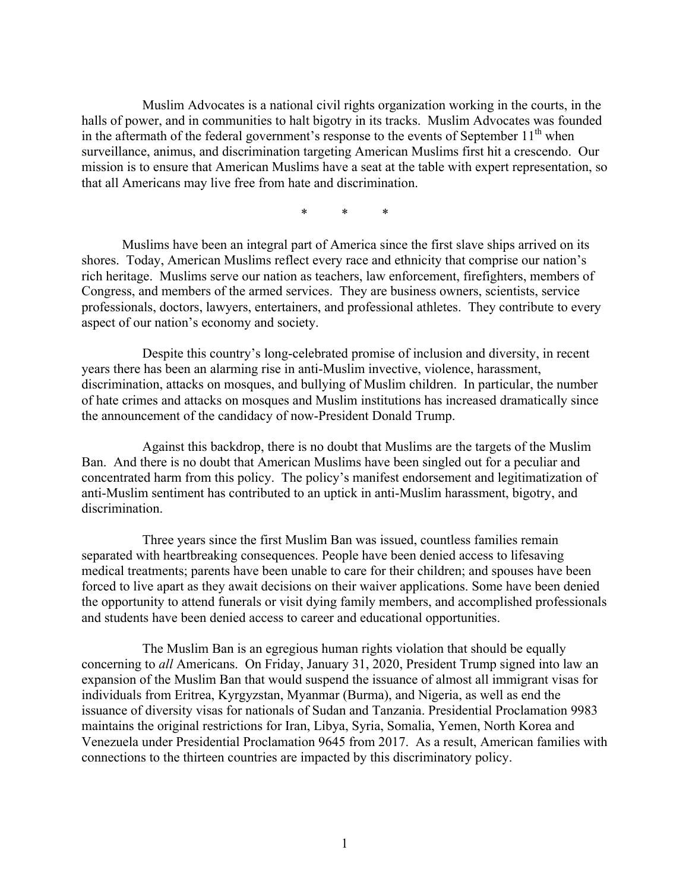Muslim Advocates is a national civil rights organization working in the courts, in the halls of power, and in communities to halt bigotry in its tracks. Muslim Advocates was founded in the aftermath of the federal government's response to the events of September 11th when surveillance, animus, and discrimination targeting American Muslims first hit a crescendo. Our mission is to ensure that American Muslims have a seat at the table with expert representation, so that all Americans may live free from hate and discrimination.

\* \* \*

Muslims have been an integral part of America since the first slave ships arrived on its shores. Today, American Muslims reflect every race and ethnicity that comprise our nation's rich heritage. Muslims serve our nation as teachers, law enforcement, firefighters, members of Congress, and members of the armed services. They are business owners, scientists, service professionals, doctors, lawyers, entertainers, and professional athletes. They contribute to every aspect of our nation's economy and society.

Despite this country's long-celebrated promise of inclusion and diversity, in recent years there has been an alarming rise in anti-Muslim invective, violence, harassment, discrimination, attacks on mosques, and bullying of Muslim children. In particular, the number of hate crimes and attacks on mosques and Muslim institutions has increased dramatically since the announcement of the candidacy of now-President Donald Trump.

Against this backdrop, there is no doubt that Muslims are the targets of the Muslim Ban. And there is no doubt that American Muslims have been singled out for a peculiar and concentrated harm from this policy. The policy's manifest endorsement and legitimatization of anti-Muslim sentiment has contributed to an uptick in anti-Muslim harassment, bigotry, and discrimination.

Three years since the first Muslim Ban was issued, countless families remain separated with heartbreaking consequences. People have been denied access to lifesaving medical treatments; parents have been unable to care for their children; and spouses have been forced to live apart as they await decisions on their waiver applications. Some have been denied the opportunity to attend funerals or visit dying family members, and accomplished professionals and students have been denied access to career and educational opportunities.

The Muslim Ban is an egregious human rights violation that should be equally concerning to *all* Americans. On Friday, January 31, 2020, President Trump signed into law an expansion of the Muslim Ban that would suspend the issuance of almost all immigrant visas for individuals from Eritrea, Kyrgyzstan, Myanmar (Burma), and Nigeria, as well as end the issuance of diversity visas for nationals of Sudan and Tanzania. Presidential Proclamation 9983 maintains the original restrictions for Iran, Libya, Syria, Somalia, Yemen, North Korea and Venezuela under Presidential Proclamation 9645 from 2017. As a result, American families with connections to the thirteen countries are impacted by this discriminatory policy.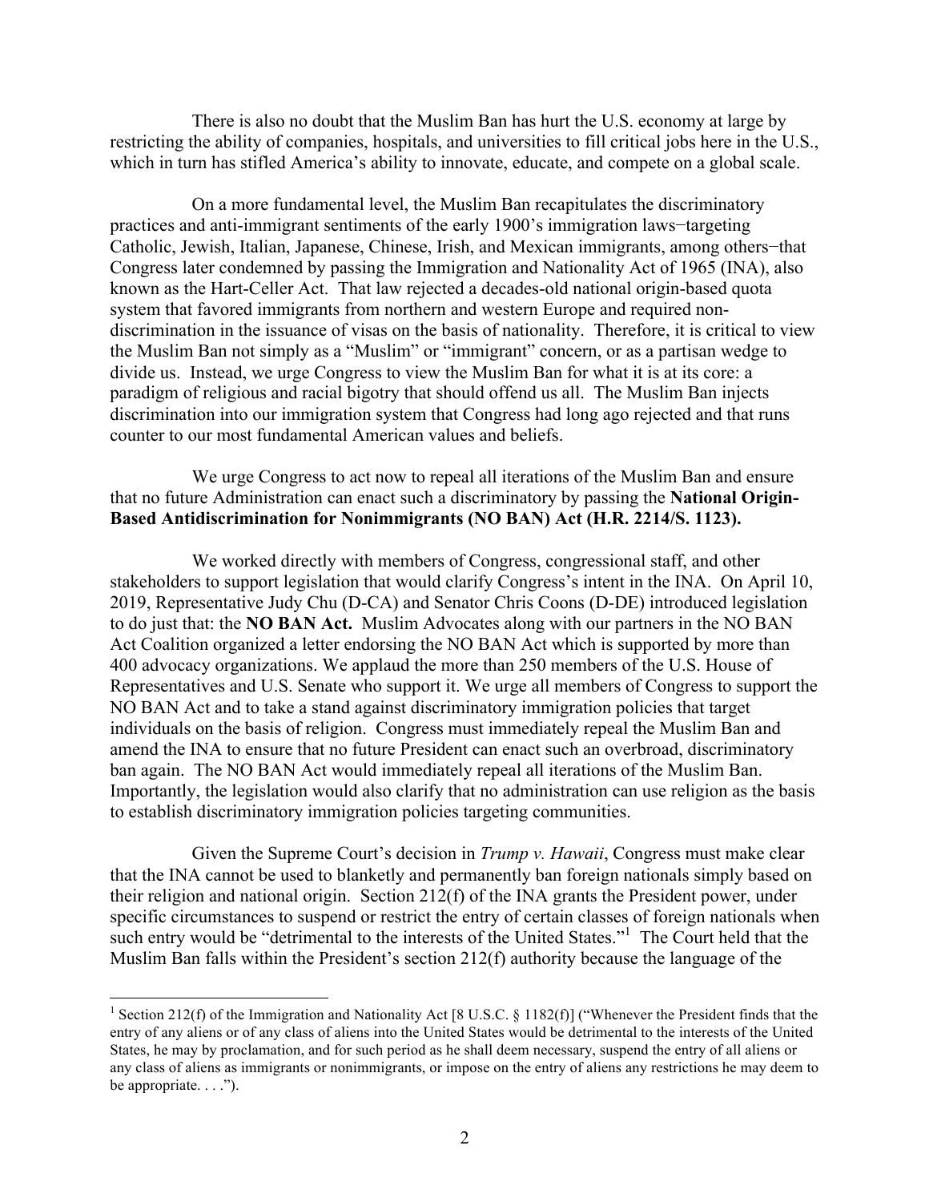There is also no doubt that the Muslim Ban has hurt the U.S. economy at large by restricting the ability of companies, hospitals, and universities to fill critical jobs here in the U.S., which in turn has stifled America's ability to innovate, educate, and compete on a global scale.

On a more fundamental level, the Muslim Ban recapitulates the discriminatory practices and anti-immigrant sentiments of the early 1900's immigration laws−targeting Catholic, Jewish, Italian, Japanese, Chinese, Irish, and Mexican immigrants, among others−that Congress later condemned by passing the Immigration and Nationality Act of 1965 (INA), also known as the Hart-Celler Act. That law rejected a decades-old national origin-based quota system that favored immigrants from northern and western Europe and required non-discrimination in the issuance of visas on the basis of nationality. Therefore, it is critical to view the Muslim Ban not simply as a "Muslim" or "immigrant" concern, or as a partisan wedge to divide us. Instead, we urge Congress to view the Muslim Ban for what it is at its core: a paradigm of religious and racial bigotry that should offend us all. The Muslim Ban injects discrimination into our immigration system that Congress had long ago rejected and that runs counter to our most fundamental American values and beliefs.

We urge Congress to act now to repeal all iterations of the Muslim Ban and ensure that no future Administration can enact such a discriminatory by passing the **National Origin-Based Antidiscrimination for Nonimmigrants (NO BAN) Act (H.R. 2214/S. 1123).**

We worked directly with members of Congress, congressional staff, and other stakeholders to support legislation that would clarify Congress's intent in the INA. On April 10, 2019, Representative Judy Chu (D-CA) and Senator Chris Coons (D-DE) introduced legislation to do just that: the **NO BAN Act.** Muslim Advocates along with our partners in the NO BAN Act Coalition organized a letter endorsing the NO BAN Act which is supported by more than 400 advocacy organizations. We applaud the more than 250 members of the U.S. House of Representatives and U.S. Senate who support it. We urge all members of Congress to support the NO BAN Act and to take a stand against discriminatory immigration policies that target individuals on the basis of religion. Congress must immediately repeal the Muslim Ban and amend the INA to ensure that no future President can enact such an overbroad, discriminatory ban again. The NO BAN Act would immediately repeal all iterations of the Muslim Ban. Importantly, the legislation would also clarify that no administration can use religion as the basis to establish discriminatory immigration policies targeting communities.

Given the Supreme Court's decision in *Trump v. Hawaii*, Congress must make clear that the INA cannot be used to blanketly and permanently ban foreign nationals simply based on their religion and national origin. Section 212(f) of the INA grants the President power, under specific circumstances to suspend or restrict the entry of certain classes of foreign nationals when such entry would be "detrimental to the interests of the United States."[1] The Court held that the Muslim Ban falls within the President's section 212(f) authority because the language of the

---

[1] Section 212(f) of the Immigration and Nationality Act [8 U.S.C. § 1182(f)] ("Whenever the President finds that the entry of any aliens or of any class of aliens into the United States would be detrimental to the interests of the United States, he may by proclamation, and for such period as he shall deem necessary, suspend the entry of all aliens or any class of aliens as immigrants or nonimmigrants, or impose on the entry of aliens any restrictions he may deem to be appropriate. . . .").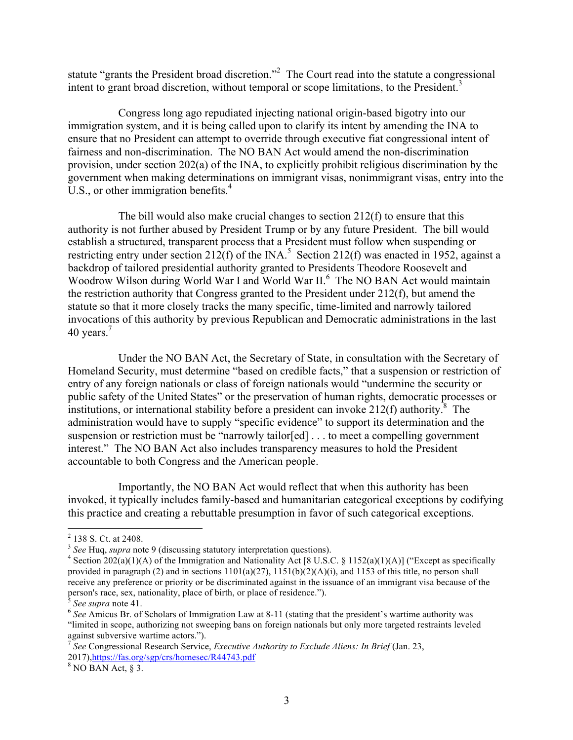statute "grants the President broad discretion."[2] The Court read into the statute a congressional intent to grant broad discretion, without temporal or scope limitations, to the President.[3]

Congress long ago repudiated injecting national origin-based bigotry into our immigration system, and it is being called upon to clarify its intent by amending the INA to ensure that no President can attempt to override through executive fiat congressional intent of fairness and non-discrimination. The NO BAN Act would amend the non-discrimination provision, under section 202(a) of the INA, to explicitly prohibit religious discrimination by the government when making determinations on immigrant visas, nonimmigrant visas, entry into the U.S., or other immigration benefits.[4]

The bill would also make crucial changes to section 212(f) to ensure that this authority is not further abused by President Trump or by any future President. The bill would establish a structured, transparent process that a President must follow when suspending or restricting entry under section 212(f) of the INA.[5] Section 212(f) was enacted in 1952, against a backdrop of tailored presidential authority granted to Presidents Theodore Roosevelt and Woodrow Wilson during World War I and World War II.[6] The NO BAN Act would maintain the restriction authority that Congress granted to the President under 212(f), but amend the statute so that it more closely tracks the many specific, time-limited and narrowly tailored invocations of this authority by previous Republican and Democratic administrations in the last 40 years.[7]

Under the NO BAN Act, the Secretary of State, in consultation with the Secretary of Homeland Security, must determine "based on credible facts," that a suspension or restriction of entry of any foreign nationals or class of foreign nationals would "undermine the security or public safety of the United States" or the preservation of human rights, democratic processes or institutions, or international stability before a president can invoke 212(f) authority.[8] The administration would have to supply "specific evidence" to support its determination and the suspension or restriction must be "narrowly tailor[ed] . . . to meet a compelling government interest." The NO BAN Act also includes transparency measures to hold the President accountable to both Congress and the American people.

Importantly, the NO BAN Act would reflect that when this authority has been invoked, it typically includes family-based and humanitarian categorical exceptions by codifying this practice and creating a rebuttable presumption in favor of such categorical exceptions.

---

[2] 138 S. Ct. at 2408.

[3] *See* Huq, *supra* note 9 (discussing statutory interpretation questions).

[4] Section 202(a)(1)(A) of the Immigration and Nationality Act [8 U.S.C. § 1152(a)(1)(A)] ("Except as specifically provided in paragraph (2) and in sections 1101(a)(27), 1151(b)(2)(A)(i), and 1153 of this title, no person shall receive any preference or priority or be discriminated against in the issuance of an immigrant visa because of the person's race, sex, nationality, place of birth, or place of residence.").

[5] *See supra* note 41.

[6] *See* Amicus Br. of Scholars of Immigration Law at 8-11 (stating that the president's wartime authority was "limited in scope, authorizing not sweeping bans on foreign nationals but only more targeted restraints leveled against subversive wartime actors.").

[7] *See* Congressional Research Service, *Executive Authority to Exclude Aliens: In Brief* (Jan. 23, 2017),https://fas.org/sgp/crs/homesec/R44743.pdf

[8] NO BAN Act, § 3.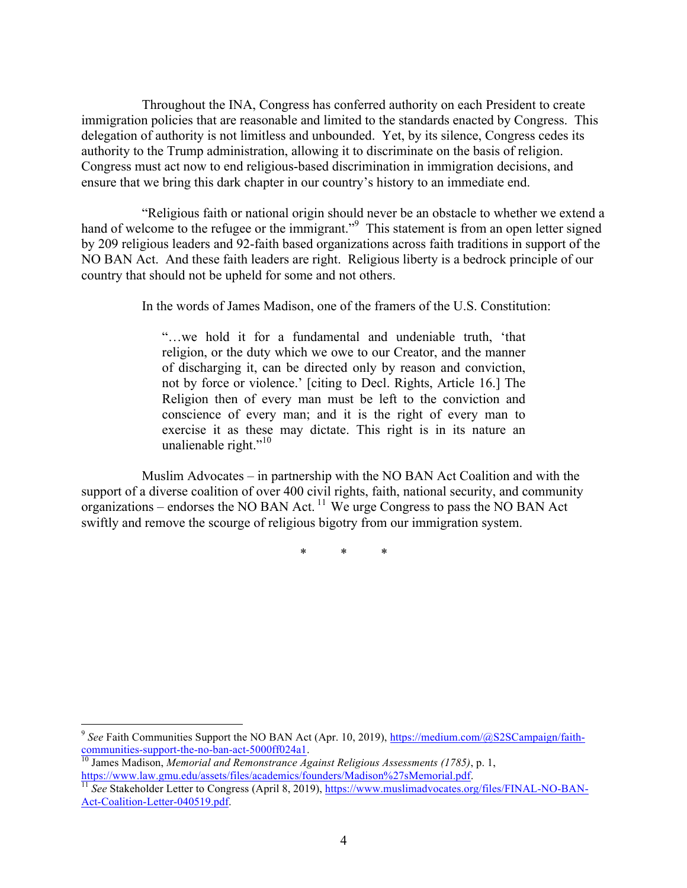Throughout the INA, Congress has conferred authority on each President to create immigration policies that are reasonable and limited to the standards enacted by Congress. This delegation of authority is not limitless and unbounded. Yet, by its silence, Congress cedes its authority to the Trump administration, allowing it to discriminate on the basis of religion. Congress must act now to end religious-based discrimination in immigration decisions, and ensure that we bring this dark chapter in our country's history to an immediate end.

"Religious faith or national origin should never be an obstacle to whether we extend a hand of welcome to the refugee or the immigrant."[9] This statement is from an open letter signed by 209 religious leaders and 92-faith based organizations across faith traditions in support of the NO BAN Act. And these faith leaders are right. Religious liberty is a bedrock principle of our country that should not be upheld for some and not others.

In the words of James Madison, one of the framers of the U.S. Constitution:

> "…we hold it for a fundamental and undeniable truth, 'that religion, or the duty which we owe to our Creator, and the manner of discharging it, can be directed only by reason and conviction, not by force or violence.' [citing to Decl. Rights, Article 16.] The Religion then of every man must be left to the conviction and conscience of every man; and it is the right of every man to exercise it as these may dictate. This right is in its nature an unalienable right."[10]

Muslim Advocates – in partnership with the NO BAN Act Coalition and with the support of a diverse coalition of over 400 civil rights, faith, national security, and community organizations – endorses the NO BAN Act.[11] We urge Congress to pass the NO BAN Act swiftly and remove the scourge of religious bigotry from our immigration system.

\* \* \*

---

[9] *See* Faith Communities Support the NO BAN Act (Apr. 10, 2019), https://medium.com/@S2SCampaign/faith-communities-support-the-no-ban-act-5000ff024a1.

[10] James Madison, *Memorial and Remonstrance Against Religious Assessments (1785)*, p. 1, https://www.law.gmu.edu/assets/files/academics/founders/Madison%27sMemorial.pdf.

[11] *See* Stakeholder Letter to Congress (April 8, 2019), https://www.muslimadvocates.org/files/FINAL-NO-BAN-Act-Coalition-Letter-040519.pdf.